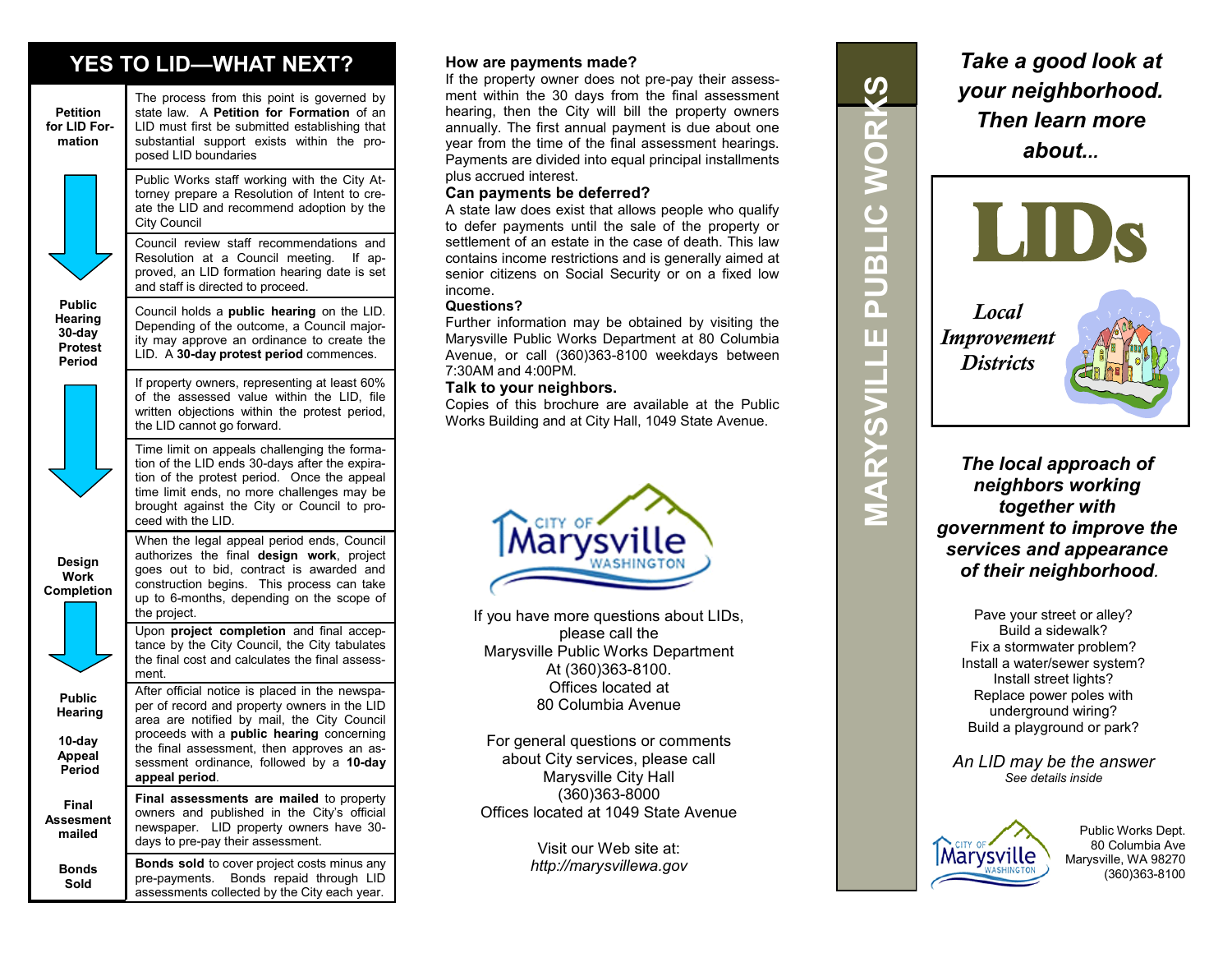## YES TO LID—WHAT NEXT?

| Step | Description |
|---|---|
| **Petition for LID Formation** | The process from this point is governed by state law. A **Petition for Formation** of an LID must first be submitted establishing that substantial support exists within the proposed LID boundaries |
| | Public Works staff working with the City Attorney prepare a Resolution of Intent to create the LID and recommend adoption by the City Council |
| | Council review staff recommendations and Resolution at a Council meeting. If approved, an LID formation hearing date is set and staff is directed to proceed. |
| **Public Hearing 30-day Protest Period** | Council holds a **public hearing** on the LID. Depending of the outcome, a Council majority may approve an ordinance to create the LID. A **30-day protest period** commences. |
| | If property owners, representing at least 60% of the assessed value within the LID, file written objections within the protest period, the LID cannot go forward. |
| | Time limit on appeals challenging the formation of the LID ends 30-days after the expiration of the protest period. Once the appeal time limit ends, no more challenges may be brought against the City or Council to proceed with the LID. |
| **Design Work Completion** | When the legal appeal period ends, Council authorizes the final **design work**, project goes out to bid, contract is awarded and construction begins. This process can take up to 6-months, depending on the scope of the project. |
| | Upon **project completion** and final acceptance by the City Council, the City tabulates the final cost and calculates the final assessment. |
| **Public Hearing 10-day Appeal Period** | After official notice is placed in the newspaper of record and property owners in the LID area are notified by mail, the City Council proceeds with a **public hearing** concerning the final assessment, then approves an assessment ordinance, followed by a **10-day appeal period**. |
| **Final Assesment mailed** | **Final assessments are mailed** to property owners and published in the City's official newspaper. LID property owners have 30-days to pre-pay their assessment. |
| **Bonds Sold** | **Bonds sold** to cover project costs minus any pre-payments. Bonds repaid through LID assessments collected by the City each year. |

### How are payments made?

If the property owner does not pre-pay their assessment within the 30 days from the final assessment hearing, then the City will bill the property owners annually. The first annual payment is due about one year from the time of the final assessment hearings. Payments are divided into equal principal installments plus accrued interest.

### Can payments be deferred?

A state law does exist that allows people who qualify to defer payments until the sale of the property or settlement of an estate in the case of death. This law contains income restrictions and is generally aimed at senior citizens on Social Security or on a fixed low income.

### Questions?

Further information may be obtained by visiting the Marysville Public Works Department at 80 Columbia Avenue, or call (360)363-8100 weekdays between 7:30AM and 4:00PM.

### Talk to your neighbors.

Copies of this brochure are available at the Public Works Building and at City Hall, 1049 State Avenue.

CITY OF Marysville WASHINGTON

If you have more questions about LIDs, please call the Marysville Public Works Department At (360)363-8100. Offices located at 80 Columbia Avenue

For general questions or comments about City services, please call Marysville City Hall (360)363-8000 Offices located at 1049 State Avenue

Visit our Web site at: *http://marysvillewa.gov*

**MARYSVILLE PUBLIC WORKS**

***Take a good look at your neighborhood. Then learn more about...***

# LIDs

*Local Improvement Districts*

***The local approach of neighbors working together with government to improve the services and appearance of their neighborhood.***

Pave your street or alley?
Build a sidewalk?
Fix a stormwater problem?
Install a water/sewer system?
Install street lights?
Replace power poles with underground wiring?
Build a playground or park?

*An LID may be the answer*
*See details inside*

CITY OF Marysville WASHINGTON

Public Works Dept.
80 Columbia Ave
Marysville, WA 98270
(360)363-8100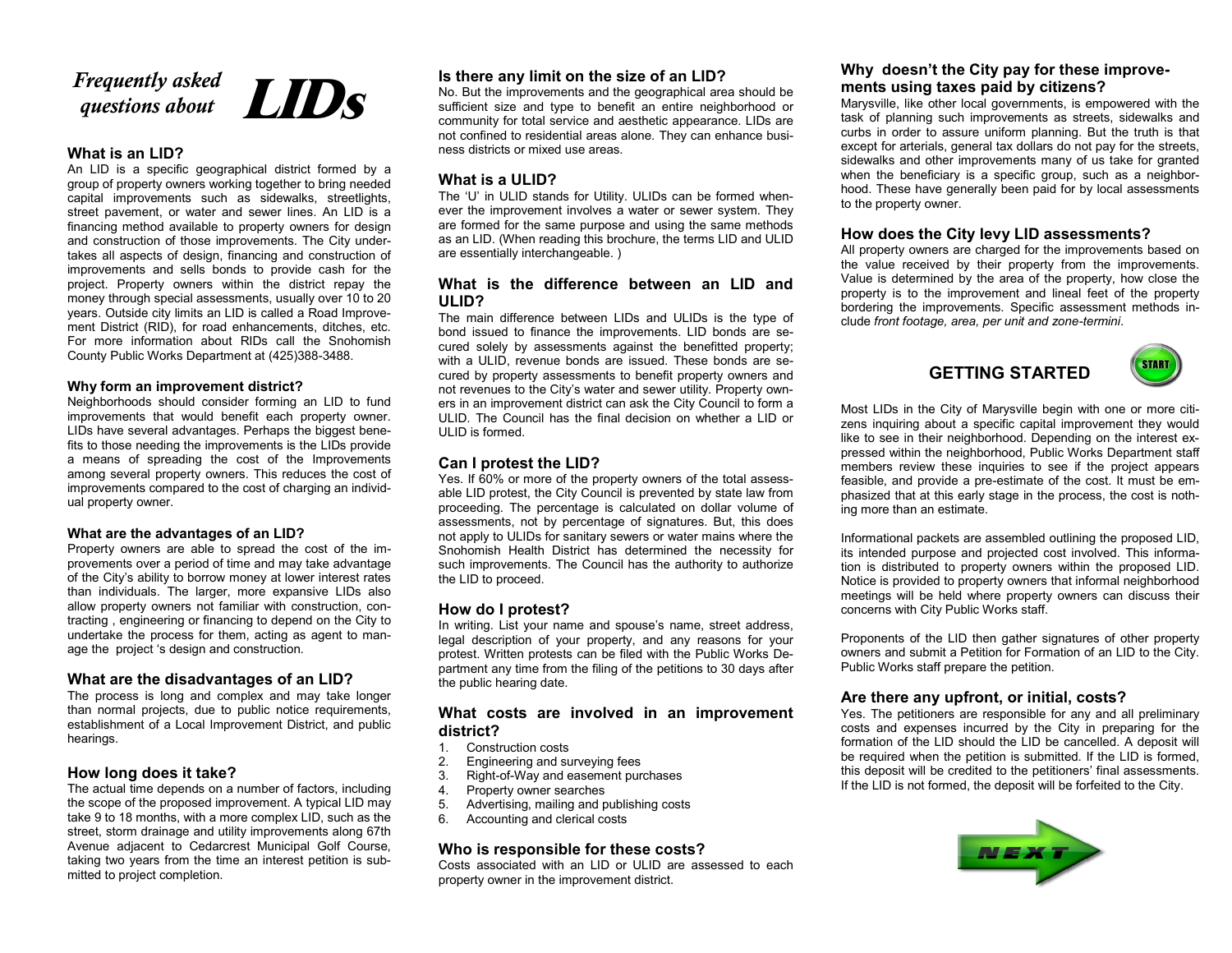# *Frequently asked questions about* LIDs

## What is an LID?

An LID is a specific geographical district formed by a group of property owners working together to bring needed capital improvements such as sidewalks, streetlights, street pavement, or water and sewer lines. An LID is a financing method available to property owners for design and construction of those improvements. The City undertakes all aspects of design, financing and construction of improvements and sells bonds to provide cash for the project. Property owners within the district repay the money through special assessments, usually over 10 to 20 years. Outside city limits an LID is called a Road Improvement District (RID), for road enhancements, ditches, etc. For more information about RIDs call the Snohomish County Public Works Department at (425)388-3488.

### Why form an improvement district?

Neighborhoods should consider forming an LID to fund improvements that would benefit each property owner. LIDs have several advantages. Perhaps the biggest benefits to those needing the improvements is the LIDs provide a means of spreading the cost of the Improvements among several property owners. This reduces the cost of improvements compared to the cost of charging an individual property owner.

### What are the advantages of an LID?

Property owners are able to spread the cost of the improvements over a period of time and may take advantage of the City's ability to borrow money at lower interest rates than individuals. The larger, more expansive LIDs also allow property owners not familiar with construction, contracting , engineering or financing to depend on the City to undertake the process for them, acting as agent to manage the project 's design and construction.

## What are the disadvantages of an LID?

The process is long and complex and may take longer than normal projects, due to public notice requirements, establishment of a Local Improvement District, and public hearings.

## How long does it take?

The actual time depends on a number of factors, including the scope of the proposed improvement. A typical LID may take 9 to 18 months, with a more complex LID, such as the street, storm drainage and utility improvements along 67th Avenue adjacent to Cedarcrest Municipal Golf Course, taking two years from the time an interest petition is submitted to project completion.

## Is there any limit on the size of an LID?

No. But the improvements and the geographical area should be sufficient size and type to benefit an entire neighborhood or community for total service and aesthetic appearance. LIDs are not confined to residential areas alone. They can enhance business districts or mixed use areas.

## What is a ULID?

The 'U' in ULID stands for Utility. ULIDs can be formed whenever the improvement involves a water or sewer system. They are formed for the same purpose and using the same methods as an LID. (When reading this brochure, the terms LID and ULID are essentially interchangeable. )

## What is the difference between an LID and ULID?

The main difference between LIDs and ULIDs is the type of bond issued to finance the improvements. LID bonds are secured solely by assessments against the benefitted property; with a ULID, revenue bonds are issued. These bonds are secured by property assessments to benefit property owners and not revenues to the City's water and sewer utility. Property owners in an improvement district can ask the City Council to form a ULID. The Council has the final decision on whether a LID or ULID is formed.

## Can I protest the LID?

Yes. If 60% or more of the property owners of the total assessable LID protest, the City Council is prevented by state law from proceeding. The percentage is calculated on dollar volume of assessments, not by percentage of signatures. But, this does not apply to ULIDs for sanitary sewers or water mains where the Snohomish Health District has determined the necessity for such improvements. The Council has the authority to authorize the LID to proceed.

## How do I protest?

In writing. List your name and spouse's name, street address, legal description of your property, and any reasons for your protest. Written protests can be filed with the Public Works Department any time from the filing of the petitions to 30 days after the public hearing date.

## What costs are involved in an improvement district?

1. Construction costs
2. Engineering and surveying fees
3. Right-of-Way and easement purchases
4. Property owner searches
5. Advertising, mailing and publishing costs
6. Accounting and clerical costs

## Who is responsible for these costs?

Costs associated with an LID or ULID are assessed to each property owner in the improvement district.

## Why doesn't the City pay for these improvements using taxes paid by citizens?

Marysville, like other local governments, is empowered with the task of planning such improvements as streets, sidewalks and curbs in order to assure uniform planning. But the truth is that except for arterials, general tax dollars do not pay for the streets, sidewalks and other improvements many of us take for granted when the beneficiary is a specific group, such as a neighborhood. These have generally been paid for by local assessments to the property owner.

## How does the City levy LID assessments?

All property owners are charged for the improvements based on the value received by their property from the improvements. Value is determined by the area of the property, how close the property is to the improvement and lineal feet of the property bordering the improvements. Specific assessment methods include *front footage, area, per unit and zone-termini*.

## GETTING STARTED

START

Most LIDs in the City of Marysville begin with one or more citizens inquiring about a specific capital improvement they would like to see in their neighborhood. Depending on the interest expressed within the neighborhood, Public Works Department staff members review these inquiries to see if the project appears feasible, and provide a pre-estimate of the cost. It must be emphasized that at this early stage in the process, the cost is nothing more than an estimate.

Informational packets are assembled outlining the proposed LID, its intended purpose and projected cost involved. This information is distributed to property owners within the proposed LID. Notice is provided to property owners that informal neighborhood meetings will be held where property owners can discuss their concerns with City Public Works staff.

Proponents of the LID then gather signatures of other property owners and submit a Petition for Formation of an LID to the City. Public Works staff prepare the petition.

## Are there any upfront, or initial, costs?

Yes. The petitioners are responsible for any and all preliminary costs and expenses incurred by the City in preparing for the formation of the LID should the LID be cancelled. A deposit will be required when the petition is submitted. If the LID is formed, this deposit will be credited to the petitioners' final assessments. If the LID is not formed, the deposit will be forfeited to the City.

NEXT